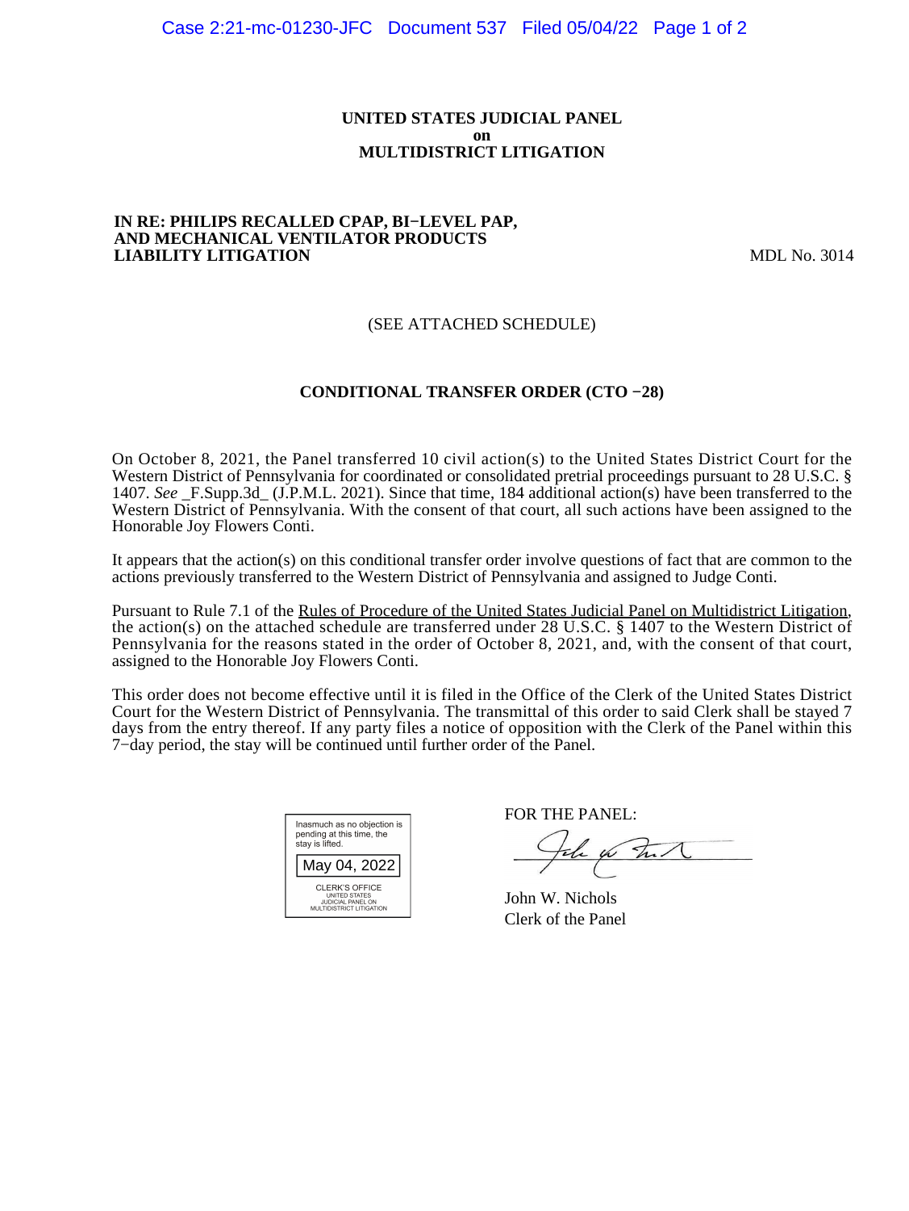**UNITED STATES JUDICIAL PANEL**
**on**
**MULTIDISTRICT LITIGATION**

**IN RE: PHILIPS RECALLED CPAP, BI−LEVEL PAP, AND MECHANICAL VENTILATOR PRODUCTS LIABILITY LITIGATION** MDL No. 3014

(SEE ATTACHED SCHEDULE)

**CONDITIONAL TRANSFER ORDER (CTO −28)**

On October 8, 2021, the Panel transferred 10 civil action(s) to the United States District Court for the Western District of Pennsylvania for coordinated or consolidated pretrial proceedings pursuant to 28 U.S.C. § 1407. *See* _F.Supp.3d_ (J.P.M.L. 2021). Since that time, 184 additional action(s) have been transferred to the Western District of Pennsylvania. With the consent of that court, all such actions have been assigned to the Honorable Joy Flowers Conti.

It appears that the action(s) on this conditional transfer order involve questions of fact that are common to the actions previously transferred to the Western District of Pennsylvania and assigned to Judge Conti.

Pursuant to Rule 7.1 of the Rules of Procedure of the United States Judicial Panel on Multidistrict Litigation, the action(s) on the attached schedule are transferred under 28 U.S.C. § 1407 to the Western District of Pennsylvania for the reasons stated in the order of October 8, 2021, and, with the consent of that court, assigned to the Honorable Joy Flowers Conti.

This order does not become effective until it is filed in the Office of the Clerk of the United States District Court for the Western District of Pennsylvania. The transmittal of this order to said Clerk shall be stayed 7 days from the entry thereof. If any party files a notice of opposition with the Clerk of the Panel within this 7−day period, the stay will be continued until further order of the Panel.

Inasmuch as no objection is pending at this time, the stay is lifted.

May 04, 2022

CLERK'S OFFICE
UNITED STATES
JUDICIAL PANEL ON
MULTIDISTRICT LITIGATION

FOR THE PANEL:

John W. Nichols
Clerk of the Panel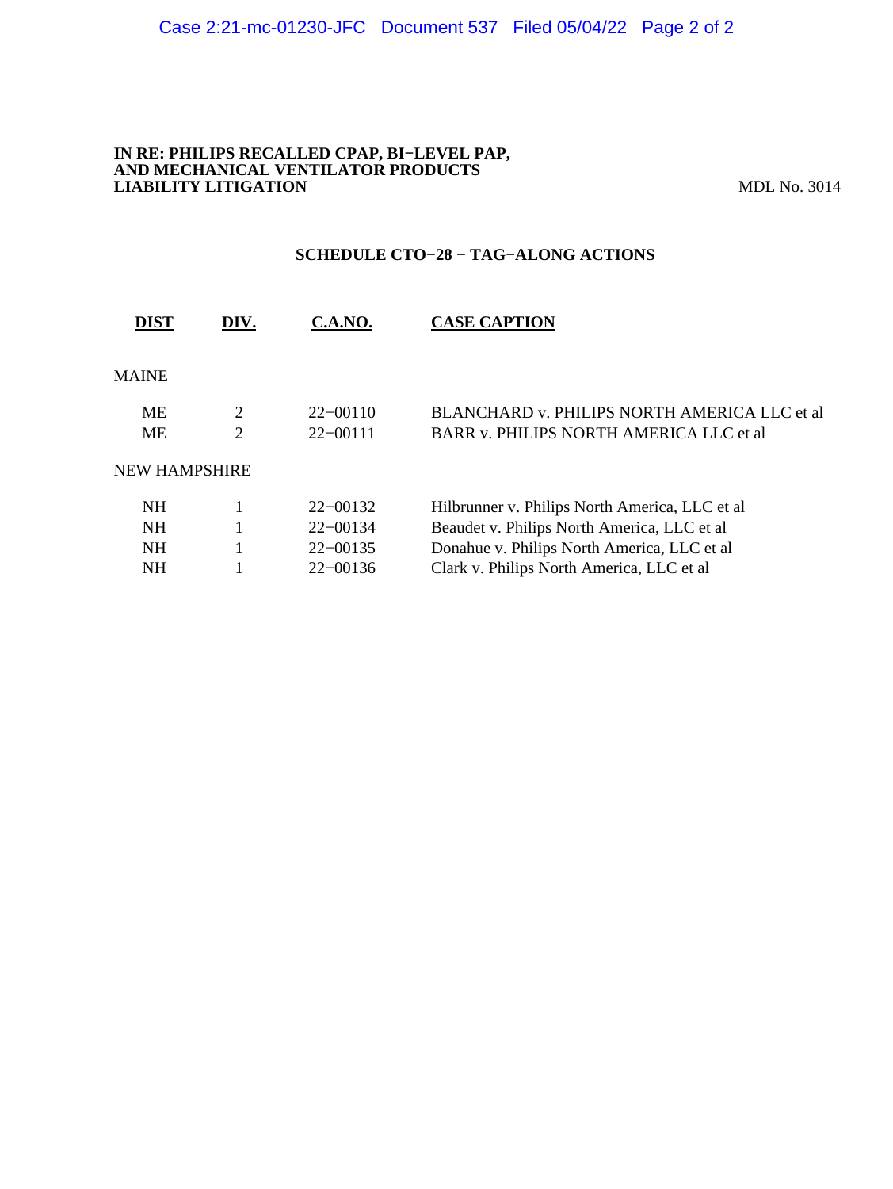**IN RE: PHILIPS RECALLED CPAP, BI−LEVEL PAP, AND MECHANICAL VENTILATOR PRODUCTS LIABILITY LITIGATION**

MDL No. 3014

## SCHEDULE CTO−28 − TAG−ALONG ACTIONS

| DIST | DIV. | C.A.NO. | CASE CAPTION |
|---|---|---|---|
| MAINE | | | |
| ME | 2 | 22−00110 | BLANCHARD v. PHILIPS NORTH AMERICA LLC et al |
| ME | 2 | 22−00111 | BARR v. PHILIPS NORTH AMERICA LLC et al |
| NEW HAMPSHIRE | | | |
| NH | 1 | 22−00132 | Hilbrunner v. Philips North America, LLC et al |
| NH | 1 | 22−00134 | Beaudet v. Philips North America, LLC et al |
| NH | 1 | 22−00135 | Donahue v. Philips North America, LLC et al |
| NH | 1 | 22−00136 | Clark v. Philips North America, LLC et al |